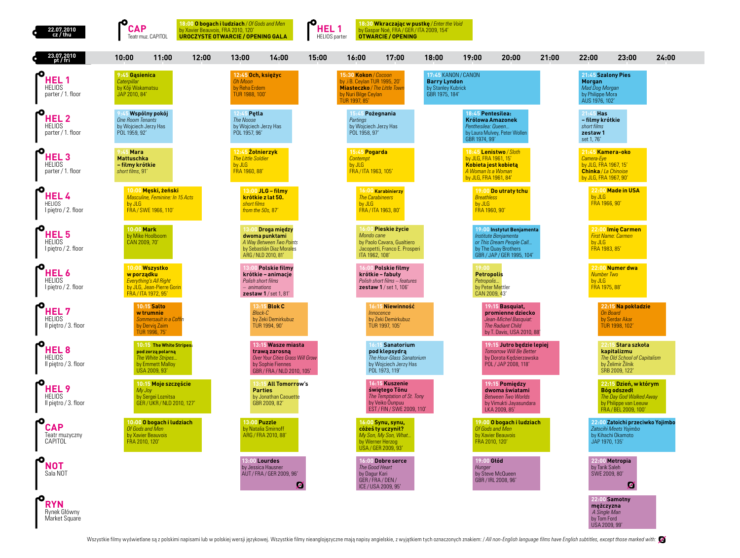## 22.07.2010 cz / thu

| Venue | Screening |
|---|---|
| **CAP** Teatr muz. CAPITOL | **18:00 O bogach i ludziach** / *Of Gods and Men* by Xavier Beauvois, FRA 2010, 120' **UROCZYSTE OTWARCIE / OPENING GALA** |
| **HEL 1** HELIOS parter | **18:30 Wkraczając w pustkę** / *Enter the Void* by Gaspar Noé, FRA / GER / ITA 2009, 154' **OTWARCIE / OPENING** |

## 23.07.2010 pt / fri

| Venue | Screenings |
|---|---|
| **HEL 1** HELIOS parter / 1. floor | **9:45 Gąsienica** *Caterpillar* by Kōji Wakamatsu JAP 2010, 84' · **12:45 Och, księżyc** *Oh Moon* by Reha Erdem TUR 1988, 100' · **15:30 Kokon** / *Cocoon* by Ş B. Ceylan TUR 1995, 20' **Miasteczko** / *The Little Town* by Nuri Bilge Ceylan TUR 1997, 85' · **17:45** KANON / CANON **Barry Lyndon** by Stanley Kubrick GBR 1975, 184' · **21:45 Szalony Pies Morgan** *Mad Dog Morgan* by Philippe Mora AUS 1976, 102' |
| **HEL 2** HELIOS parter / 1. floor | **9:45 Wspólny pokój** *One Room Tenants* by Wojciech Jerzy Has POL 1959, 92' · **12:45 Pętla** *The Noose* by Wojciech Jerzy Has POL 1957, 96' · **15:45 Pożegnania** *Partings* by Wojciech Jerzy Has POL 1958, 97' · **18:45 Pentesilea: Królowa Amazonek** *Penthesilea: Queen…* by Laura Mulvey, Peter Wollen GBR 1974, 99' · **21:45 Has – filmy krótkie** *short films* **zestaw 1** set 1, 76' |
| **HEL 3** HELIOS parter / 1. floor | **9:45 Mara Mattuschka – filmy krótkie** *short films*, 91' · **12:45 Żołnierzyk** *The Little Soldier* by JLG FRA 1960, 88' · **15:45 Pogarda** *Contempt* by JLG FRA / ITA 1963, 105' · **18:45 Lenistwo** / *Sloth* by JLG, FRA 1961, 15' **Kobieta jest kobietą** *A Woman Is a Woman* by JLG, FRA 1961, 84' · **21:45 Kamera-oko** *Camera-Eye* by JLG, FRA 1967, 15' **Chinka** / *La Chinoise* by JLG, FRA 1967, 90' |
| **HEL 4** HELIOS I piętro / 2. floor | **10:00 Męski, żeński** *Masculine, Feminine: In 15 Acts* by JLG FRA / SWE 1966, 110' · **13:00 JLG – filmy krótkie z lat 50.** *short films from the 50s*, 87' · **16:00 Karabinierzy** *The Carabineers* by JLG FRA / ITA 1963, 80' · **19:00 Do utraty tchu** *Breathless* by JLG FRA 1960, 90' · **22:00 Made in USA** by JLG FRA 1966, 90' |
| **HEL 5** HELIOS I piętro / 2. floor | **10:00 Mark** by Mike Hoolboom CAN 2009, 70' · **13:00 Droga między dwoma punktami** *A Way Between Two Points* by Sebastián Díaz Morales ARG / NLD 2010, 81' · **16:00 Pieskie życie** *Mondo cane* by Paolo Cavara, Gualtiero Jacopetti, Franco E. Prosperi ITA 1962, 108' · **19:00 Instytut Benjamenta** *Institute Benjamenta or This Dream People Call…* by The Quay Brothers GBR / JAP / GER 1995, 104' · **22:00 Imię Carmen** *First Name: Carmen* by JLG FRA 1983, 85' |
| **HEL 6** HELIOS I piętro / 2. floor | **10:00 Wszystko w porządku** *Everything's All Right* by JLG, Jean-Pierre Gorin FRA / ITA 1972, 95' · **13:00 Polskie filmy krótkie – animacje** *Polish short films – animations* **zestaw 1** / set 1, 81' · **16:00 Polskie filmy krótkie – fabuły** *Polish short films – features* **zestaw 1** / set 1, 106' · **19:00 Petropolis** *Petropolis…* by Peter Mettler CAN 2009, 43' · **22:00 Numer dwa** *Number Two* by JLG FRA 1975, 88' |
| **HEL 7** HELIOS II piętro / 3. floor | **10:15 Salto w trumnie** *Sommersault in a Coffin* by Derviş Zaim TUR 1996, 75' · **13:15 Blok C** *Block-C* by Zeki Demirkubuz TUR 1994, 90' · **16:15 Niewinność** *Innocence* by Zeki Demirkubuz TUR 1997, 105' · **19:15 Basquiat, promienne dziecko** *Jean-Michel Basquiat: The Radiant Child* by T. Davis, USA 2010, 88' · **22:15 Na pokładzie** *On Board* by Serdar Akar TUR 1998, 102' |
| **HEL 8** HELIOS II piętro / 3. floor | **10:15 The White Stripes: pod zorzą polarną** *The White Stripes…* by Emmett Malloy USA 2009, 93' · **13:15 Wasze miasta trawą zarosną** *Over Your Cities Grass Will Grow* by Sophie Fiennes GBR / FRA / NLD 2010, 105' · **16:15 Sanatorium pod klepsydrą** *The Hour-Glass Sanatorium* by Wojciech Jerzy Has POL 1973, 119' · **19:15 Jutro będzie lepiej** *Tomorrow Will Be Better* by Dorota Kędzierzawska POL / JAP 2008, 118' · **22:15 Stara szkoła kapitalizmu** *The Old School of Capitalism* by Želimir Žilnik SRB 2009, 122' |
| **HEL 9** HELIOS II piętro / 3. floor | **10:15 Moje szczęście** *My Joy* by Sergei Loznitsa GER / UKR / NLD 2010, 127' · **13:15 All Tomorrow's Parties** by Jonathan Caouette GBR 2009, 82' · **16:15 Kuszenie świętego Tõnu** *The Temptation of St. Tony* by Veiko Õunpuu EST / FIN / SWE 2009, 110' · **19:15 Pomiędzy dwoma światami** *Between Two Worlds* by Vimukti Jayasundara LKA 2009, 85' · **22:15 Dzień, w którym Bóg odszedł** *The Day God Walked Away* by Philippe van Leeuw FRA / BEL 2009, 100' |
| **CAP** Teatr muzyczny CAPITOL | **10:00 O bogach i ludziach** *Of Gods and Men* by Xavier Beauvois FRA 2010, 120' · **13:00 Puzzle** by Natalia Smirnoff ARG / FRA 2010, 88' · **16:00 Synu, synu, cóżeś ty uczynił?** *My Son, My Son, What…* by Werner Herzog USA / GER 2009, 93' · **19:00 O bogach i ludziach** *Of Gods and Men* by Xavier Beauvois FRA 2010, 120' · **22:00 Zatoichi przeciwko Yojimbo** *Zatoichi Meets Yojimbo* by Kihachi Okamoto JAP 1970, 135' |
| **NOT** Sala NOT | **13:00 Lourdes** by Jessica Hausner AUT / FRA / GER 2009, 96' (no English subtitles) · **16:00 Dobre serce** *The Good Heart* by Dagur Kari GER / FRA / DEN / ICE / USA 2009, 95' · **19:00 Głód** *Hunger* by Steve McQueen GBR / IRL 2008, 96' · **22:00 Metropia** by Tarik Saleh SWE 2009, 80' (no English subtitles) |
| **RYN** Rynek Główny Market Square | **22:00 Samotny mężczyzna** *A Single Man* by Tom Ford USA 2009, 99' |

Wszystkie filmy wyświetlane są z polskimi napisami lub w polskiej wersji językowej. Wszystkie filmy nieanglojęzyczne mają napisy angielskie, z wyjątkiem tych oznaczonych znakiem: / *All non-English language films have English subtitles, except those marked with:* (symbol)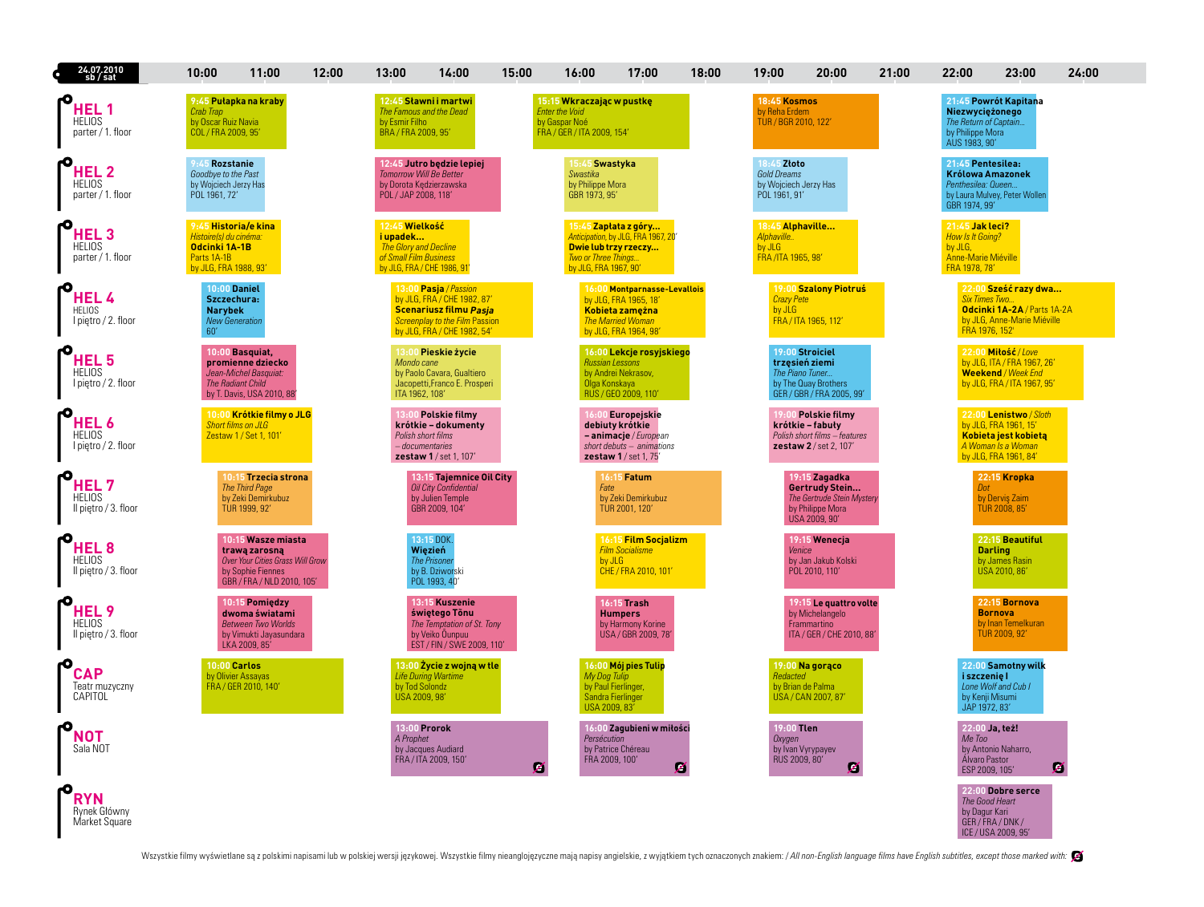# 24.07.2010 sb / sat

| Venue | 10:00–13:00 | 13:00–16:00 | 16:00–19:00 | 19:00–22:00 | 22:00–24:00 |
|---|---|---|---|---|---|
| **HEL 1** HELIOS parter / 1. floor | **9:45 Pułapka na kraby** *Crab Trap* by Oscar Ruiz Navia COL / FRA 2009, 95' | **12:45 Sławni i martwi** *The Famous and the Dead* by Esmir Filho BRA / FRA 2009, 95' | **15:15 Wkraczając w pustkę** *Enter the Void* by Gaspar Noé FRA / GER / ITA 2009, 154' | **18:45 Kosmos** by Reha Erdem TUR / BGR 2010, 122' | **21:45 Powrót Kapitana Niezwyciężonego** *The Return of Captain...* by Philippe Mora AUS 1983, 90' |
| **HEL 2** HELIOS parter / 1. floor | **9:45 Rozstanie** *Goodbye to the Past* by Wojciech Jerzy Has POL 1961, 72' | **12:45 Jutro będzie lepiej** *Tomorrow Will Be Better* by Dorota Kędzierzawska POL / JAP 2008, 118' | **15:45 Swastyka** *Swastika* by Philippe Mora GBR 1973, 95' | **18:45 Złoto** *Gold Dreams* by Wojciech Jerzy Has POL 1961, 91' | **21:45 Pentesilea: Królowa Amazonek** *Penthesilea: Queen...* by Laura Mulvey, Peter Wollen GBR 1974, 99' |
| **HEL 3** HELIOS parter / 1. floor | **9:45 Historia/e kina** *Histoire(s) du cinéma:* **Odcinki 1A-1B** Parts 1A-1B by JLG, FRA 1988, 93' | **12:45 Wielkość i upadek...** *The Glory and Decline of Small Film Business* by JLG, FRA / CHE 1986, 91' | **15:45 Zapłata z góry...** *Anticipation*, by JLG, FRA 1967, 20' **Dwie lub trzy rzeczy...** *Two or Three Things...* by JLG, FRA 1967, 90' | **18:45 Alphaville...** *Alphaville..* by JLG FRA / ITA 1965, 98' | **21:45 Jak leci?** *How Is It Going?* by JLG, Anne-Marie Miéville FRA 1978, 78' |
| **HEL 4** HELIOS I piętro / 2. floor | **10:00 Daniel Szczechura: Narybek** *New Generation* 60' | **13:00 Pasja** / *Passion* by JLG, FRA / CHE 1982, 87' **Scenariusz filmu *Pasja*** *Screenplay to the Film* Passion by JLG, FRA / CHE 1982, 54' | **16:00 Montparnasse-Levallois** by JLG, FRA 1965, 18' **Kobieta zamężna** *The Married Woman* by JLG, FRA 1964, 98' | **19:00 Szalony Piotruś** *Crazy Pete* by JLG FRA / ITA 1965, 112' | **22:00 Sześć razy dwa...** *Six Times Two...* **Odcinki 1A-2A** / Parts 1A-2A by JLG, Anne-Marie Miéville FRA 1976, 152' |
| **HEL 5** HELIOS I piętro / 2. floor | **10:00 Basquiat, promienne dziecko** *Jean-Michel Basquiat: The Radiant Child* by T. Davis, USA 2010, 88' | **13:00 Pieskie życie** *Mondo cane* by Paolo Cavara, Gualtiero Jacopetti,Franco E. Prosperi ITA 1962, 108' | **16:00 Lekcje rosyjskiego** *Russian Lessons* by Andrei Nekrasov, Olga Konskaya RUS / GEO 2009, 110' | **19:00 Stroiciel trzęsień ziemi** *The Piano Tuner...* by The Quay Brothers GER / GBR / FRA 2005, 99' | **22:00 Miłość** / *Love* by JLG, ITA / FRA 1967, 26' **Weekend** / *Week End* by JLG, FRA / ITA 1967, 95' |
| **HEL 6** HELIOS I piętro / 2. floor | **10:00 Krótkie filmy o JLG** *Short films on JLG* Zestaw 1 / Set 1, 101' | **13:00 Polskie filmy krótkie – dokumenty** *Polish short films – documentaries* **zestaw 1** / set 1, 107' | **16:00 Europejskie debiuty krótkie – animacje** / *European short debuts – animations* **zestaw 1** / set 1, 75' | **19:00 Polskie filmy krótkie – fabuły** *Polish short films – features* **zestaw 2** / set 2, 107' | **22:00 Lenistwo** / *Sloth* by JLG, FRA 1961, 15' **Kobieta jest kobietą** *A Woman Is a Woman* by JLG, FRA 1961, 84' |
| **HEL 7** HELIOS II piętro / 3. floor | **10:15 Trzecia strona** *The Third Page* by Zeki Demirkubuz TUR 1999, 92' | **13:15 Tajemnice Oil City** *Oil City Confidential* by Julien Temple GBR 2009, 104' | **16:15 Fatum** *Fate* by Zeki Demirkubuz TUR 2001, 120' | **19:15 Zagadka Gertrudy Stein...** *The Gertrude Stein Mystery* by Philippe Mora USA 2009, 90' | **22:15 Kropka** *Dot* by Derviş Zaim TUR 2008, 85' |
| **HEL 8** HELIOS II piętro / 3. floor | **10:15 Wasze miasta trawą zarosną** *Over Your Cities Grass Will Grow* by Sophie Fiennes GBR / FRA / NLD 2010, 105' | **13:15 DOK. Więzień** *The Prisoner* by B. Dziworski POL 1993, 40' | **16:15 Film Socjalizm** *Film Socialisme* by JLG CHE / FRA 2010, 101' | **19:15 Wenecja** *Venice* by Jan Jakub Kolski POL 2010, 110' | **22:15 Beautiful Darling** by James Rasin USA 2010, 86' |
| **HEL 9** HELIOS II piętro / 3. floor | **10:15 Pomiędzy dwoma światami** *Between Two Worlds* by Vimukti Jayasundara LKA 2009, 85' | **13:15 Kuszenie świętego Tõnu** *The Temptation of St. Tony* by Veiko Õunpuu EST / FIN / SWE 2009, 110' | **16:15 Trash Humpers** by Harmony Korine USA / GBR 2009, 78' | **19:15 Le quattro volte** by Michelangelo Frammartino ITA / GER / CHE 2010, 88' | **22:15 Bornova Bornova** by Inan Temelkuran TUR 2009, 92' |
| **CAP** Teatr muzyczny CAPITOL | **10:00 Carlos** by Olivier Assayas FRA / GER 2010, 140' | **13:00 Życie z wojną w tle** *Life During Wartime* by Tod Solondz USA 2009, 98' | **16:00 Mój pies Tulip** *My Dog Tulip* by Paul Fierlinger, Sandra Fierlinger USA 2009, 83' | **19:00 Na gorąco** *Redacted* by Brian de Palma USA / CAN 2007, 87' | **22:00 Samotny wilk i szczenię I** *Lone Wolf and Cub I* by Kenji Misumi JAP 1972, 83' |
| **NOT** Sala NOT | | **13:00 Prorok** *A Prophet* by Jacques Audiard FRA / ITA 2009, 150' | **16:00 Zagubieni w miłości** *Persécution* by Patrice Chéreau FRA 2009, 100' | **19:00 Tlen** *Oxygen* by Ivan Vyrypayev RUS 2009, 80' | **22:00 Ja, też!** *Me Too* by Antonio Naharro, Álvaro Pastor ESP 2009, 105' |
| **RYN** Rynek Główny Market Square | | | | | **22:00 Dobre serce** *The Good Heart* by Dagur Kari GER / FRA / DNK / ICE / USA 2009, 95' |

Wszystkie filmy wyświetlane są z polskimi napisami lub w polskiej wersji językowej. Wszystkie filmy nieanglojęzyczne mają napisy angielskie, z wyjątkiem tych oznaczonych znakiem: / *All non-English language films have English subtitles, except those marked with:* (Prorok, Zagubieni w miłości, Tlen, Ja, też!)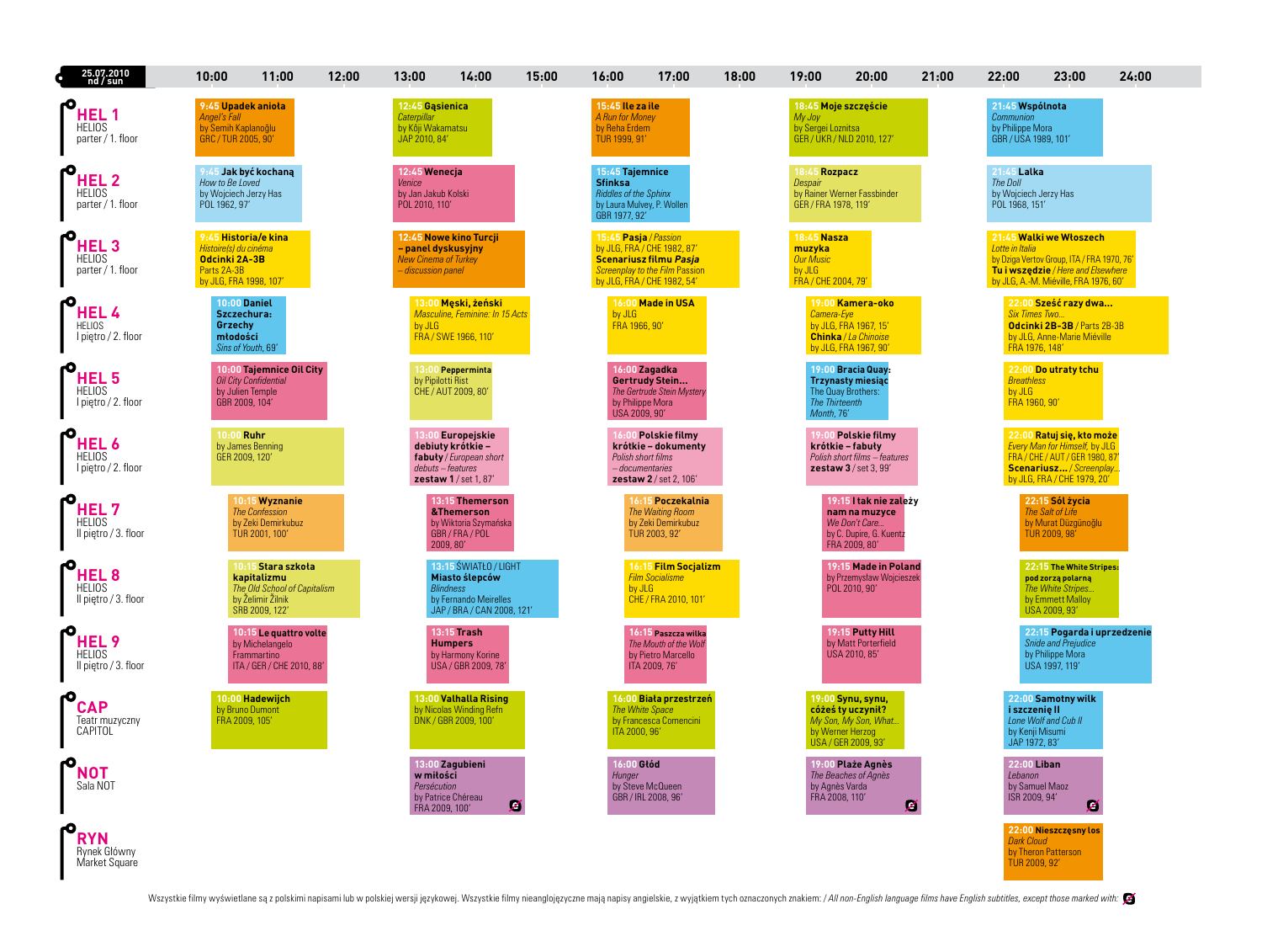# 25.07.2010 nd / sun

## HEL 1 — HELIOS parter / 1. floor

- **9:45 Upadek anioła** — *Angel's Fall* by Semih Kaplanoğlu, GRC / TUR 2005, 90'
- **12:45 Gąsienica** — *Caterpillar* by Kōji Wakamatsu, JAP 2010, 84'
- **15:45 Ile za ile** — *A Run for Money* by Reha Erdem, TUR 1999, 91'
- **18:45 Moje szczęście** — *My Joy* by Sergei Loznitsa, GER / UKR / NLD 2010, 127'
- **21:45 Wspólnota** — *Communion* by Philippe Mora, GBR / USA 1989, 101'

## HEL 2 — HELIOS parter / 1. floor

- **9:45 Jak być kochaną** — *How to Be Loved* by Wojciech Jerzy Has, POL 1962, 97'
- **12:45 Wenecja** — *Venice* by Jan Jakub Kolski, POL 2010, 110'
- **15:45 Tajemnice Sfinksa** — *Riddles of the Sphinx* by Laura Mulvey, P. Wollen, GBR 1977, 92'
- **18:45 Rozpacz** — *Despair* by Rainer Werner Fassbinder, GER / FRA 1978, 119'
- **21:45 Lalka** — *The Doll* by Wojciech Jerzy Has, POL 1968, 151'

## HEL 3 — HELIOS parter / 1. floor

- **9:45 Historia/e kina** — *Histoire(s) du cinéma* **Odcinki 2A-3B** Parts 2A-3B by JLG, FRA 1998, 107'
- **12:45 Nowe kino Turcji – panel dyskusyjny** — *New Cinema of Turkey – discussion panel*
- **15:45 Pasja** / *Passion* by JLG, FRA / CHE 1982, 87' **Scenariusz filmu *Pasja*** *Screenplay to the Film Passion* by JLG, FRA / CHE 1982, 54'
- **18:45 Nasza muzyka** — *Our Music* by JLG, FRA / CHE 2004, 79'
- **21:45 Walki we Włoszech** — *Lotte in Italia* by Dziga Vertov Group, ITA / FRA 1970, 76' **Tu i wszędzie** / *Here and Elsewhere* by JLG, A.-M. Miéville, FRA 1976, 60'

## HEL 4 — HELIOS I piętro / 2. floor

- **10:00 Daniel Szczechura: Grzechy młodości** — *Sins of Youth*, 69'
- **13:00 Męski, żeński** — *Masculine, Feminine: In 15 Acts* by JLG, FRA / SWE 1966, 110'
- **16:00 Made in USA** — by JLG, FRA 1966, 90'
- **19:00 Kamera-oko** — *Camera-Eye* by JLG, FRA 1967, 15' **Chinka** / *La Chinoise* by JLG, FRA 1967, 90'
- **22:00 Sześć razy dwa...** — *Six Times Two...* **Odcinki 2B-3B** / Parts 2B-3B by JLG, Anne-Marie Miéville, FRA 1976, 148'

## HEL 5 — HELIOS I piętro / 2. floor

- **10:00 Tajemnice Oil City** — *Oil City Confidential* by Julien Temple, GBR 2009, 104'
- **13:00 Pepperminta** — by Pipilotti Rist, CHE / AUT 2009, 80'
- **16:00 Zagadka Gertrudy Stein...** — *The Gertrude Stein Mystery* by Philippe Mora, USA 2009, 90'
- **19:00 Bracia Quay: Trzynasty miesiąc** — The Quay Brothers: *The Thirteenth Month*, 76'
- **22:00 Do utraty tchu** — *Breathless* by JLG, FRA 1960, 90'

## HEL 6 — HELIOS I piętro / 2. floor

- **10:00 Ruhr** — by James Benning, GER 2009, 120'
- **13:00 Europejskie debiuty krótkie – fabuły** / *European short debuts – features* **zestaw 1** / set 1, 87'
- **16:00 Polskie filmy krótkie – dokumenty** — *Polish short films – documentaries* **zestaw 2** / set 2, 106'
- **19:00 Polskie filmy krótkie – fabuły** — *Polish short films – features* **zestaw 3** / set 3, 99'
- **22:00 Ratuj się, kto może** — *Every Man for Himself*, by JLG, FRA / CHE / AUT / GER 1980, 87' **Scenariusz...** / *Screenplay...* by JLG, FRA / CHE 1979, 20'

## HEL 7 — HELIOS II piętro / 3. floor

- **10:15 Wyznanie** — *The Confession* by Zeki Demirkubuz, TUR 2001, 100'
- **13:15 Themerson &Themerson** — by Wiktoria Szymańska, GBR / FRA / POL 2009, 80'
- **16:15 Poczekalnia** — *The Waiting Room* by Zeki Demirkubuz, TUR 2003, 92'
- **19:15 I tak nie zależy nam na muzyce** — *We Don't Care...* by C. Dupire, G. Kuentz, FRA 2009, 80'
- **22:15 Sól życia** — *The Salt of Life* by Murat Düzgünoğlu, TUR 2009, 98'

## HEL 8 — HELIOS II piętro / 3. floor

- **10:15 Stara szkoła kapitalizmu** — *The Old School of Capitalism* by Želimir Žilnik, SRB 2009, 122'
- **13:15 ŚWIATŁO / LIGHT Miasto ślepców** — *Blindness* by Fernando Meirelles, JAP / BRA / CAN 2008, 121'
- **16:15 Film Socjalizm** — *Film Socialisme* by JLG, CHE / FRA 2010, 101'
- **19:15 Made in Poland** — by Przemysław Wojcieszek, POL 2010, 90'
- **22:15 The White Stripes: pod zorzą polarną** — *The White Stripes...* by Emmett Malloy, USA 2009, 93'

## HEL 9 — HELIOS II piętro / 3. floor

- **10:15 Le quattro volte** — by Michelangelo Frammartino, ITA / GER / CHE 2010, 88'
- **13:15 Trash Humpers** — by Harmony Korine, USA / GBR 2009, 78'
- **16:15 Paszcza wilka** — *The Mouth of the Wolf* by Pietro Marcello, ITA 2009, 76'
- **19:15 Putty Hill** — by Matt Porterfield, USA 2010, 85'
- **22:15 Pogarda i uprzedzenie** — *Snide and Prejudice* by Philippe Mora, USA 1997, 119'

## CAP — Teatr muzyczny CAPITOL

- **10:00 Hadewijch** — by Bruno Dumont, FRA 2009, 105'
- **13:00 Valhalla Rising** — by Nicolas Winding Refn, DNK / GBR 2009, 100'
- **16:00 Biała przestrzeń** — *The White Space* by Francesca Comencini, ITA 2009, 96'
- **19:00 Synu, synu, cóżeś ty uczynił?** — *My Son, My Son, What...* by Werner Herzog, USA / GER 2009, 93'
- **22:00 Samotny wilk i szczenię II** — *Lone Wolf and Cub II* by Kenji Misumi, JAP 1972, 83'

## NOT — Sala NOT

- **13:00 Zagubieni w miłości** — *Persécution* by Patrice Chéreau, FRA 2009, 100' (no English subtitles)
- **16:00 Głód** — *Hunger* by Steve McQueen, GBR / IRL 2008, 96'
- **19:00 Plaże Agnès** — *The Beaches of Agnès* by Agnès Varda, FRA 2008, 110' (no English subtitles)
- **22:00 Liban** — *Lebanon* by Samuel Maoz, ISR 2009, 94' (no English subtitles)

## RYN — Rynek Główny Market Square

- **22:00 Nieszczęsny los** — *Dark Cloud* by Theron Patterson, TUR 2009, 92'

Wszystkie filmy wyświetlane są z polskimi napisami lub w polskiej wersji językowej. Wszystkie filmy nieanglojęzyczne mają napisy angielskie, z wyjątkiem tych oznaczonych znakiem: / *All non-English language films have English subtitles, except those marked with:* (symbol)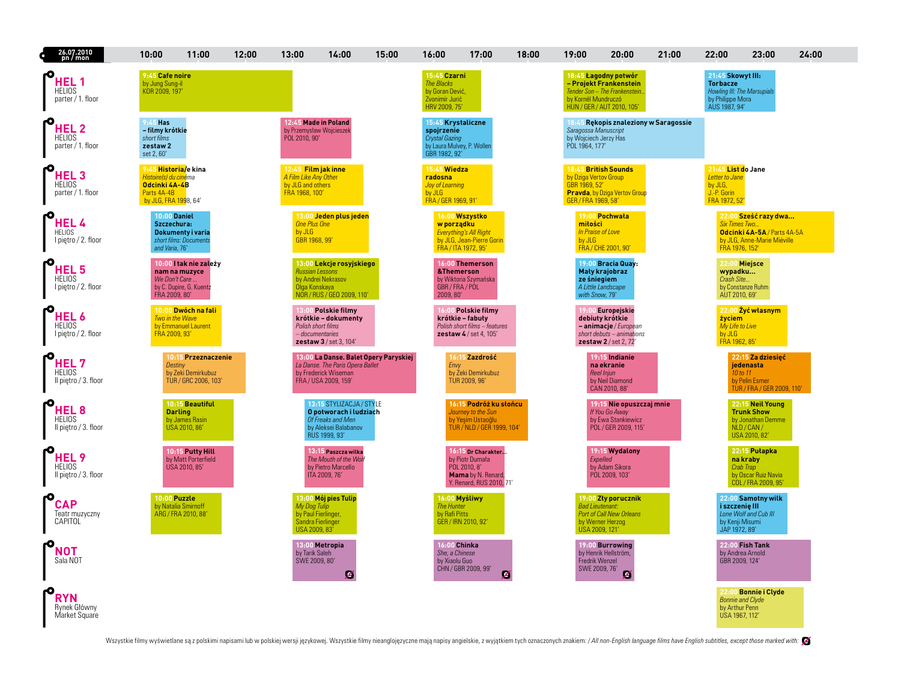# 26.07.2010 pn / mon

| Venue | Screenings |
|---|---|
| **HEL 1** HELIOS parter / 1. floor | **9:45 Cafe noire** by Jung Sung-il KOR 2009, 197' · **15:45 Czarni** *The Blacks* by Goran Dević, Zvonimir Jurić HRV 2009, 75' · **18:45 Łagodny potwór – Projekt Frankenstein** *Tender Son – The Frankenstein...* by Kornél Mundruczó HUN / GER / AUT 2010, 105' · **21:45 Skowyt III: Torbacze** *Howling III: The Marsupials* by Philippe Mora AUS 1987, 94' |
| **HEL 2** HELIOS parter / 1. floor | **9:45 Has – filmy krótkie** *short films* **zestaw 2** set 2, 60' · **12:45 Made in Poland** by Przemysław Wojcieszek POL 2010, 90' · **15:45 Krystaliczne spojrzenie** *Crystal Gazing* by Laura Mulvey, P. Wollen GBR 1982, 92' · **18:45 Rękopis znaleziony w Saragossie** *Saragossa Manuscript* by Wojciech Jerzy Has POL 1964, 177' |
| **HEL 3** HELIOS parter / 1. floor | **9:45 Historia/e kina** *Histoire(s) du cinéma* **Odcinki 4A-4B** Parts 4A-4B by JLG, FRA 1998, 64' · **12:45 Film jak inne** *A Film Like Any Other* by JLG and others FRA 1968, 100' · **15:45 Wiedza radosna** *Joy of Learning* by JLG FRA / GER 1969, 91' · **18:45 British Sounds** by Dziga Vertov Group GBR 1969, 52' **Pravda** by Dziga Vertov Group GER / FRA 1969, 58' · **21:45 List do Jane** *Letter to Jane* by JLG, J.-P. Gorin FRA 1972, 52' |
| **HEL 4** HELIOS I piętro / 2. floor | **10:00 Daniel Szczechura: Dokumenty i varia** *short films: Documents and Varia*, 76' · **13:00 Jeden plus jeden** *One Plus One* by JLG GBR 1968, 99' · **16:00 Wszystko w porządku** *Everything's All Right* by JLG, Jean-Pierre Gorin FRA / ITA 1972, 95' · **19:00 Pochwała miłości** *In Praise of Love* by JLG FRA / CHE 2001, 90' · **22:00 Sześć razy dwa...** *Six Times Two...* **Odcinki 4A-5A** / Parts 4A-5A by JLG, Anne-Marie Miéville FRA 1976, 152' |
| **HEL 5** HELIOS I piętro / 2. floor | **10:00 I tak nie zależy nam na muzyce** *We Don't Care ...* by C. Dupire, G. Kuentz FRA 2009, 80' · **13:00 Lekcje rosyjskiego** *Russian Lessons* by Andrei Nekrasov Olga Konskaya NOR / RUS / GEO 2009, 110' · **16:00 Themerson &Themerson** by Wiktoria Szymańska GBR / FRA / POL 2009, 80' · **19:00 Bracia Quay: Mały krajobraz ze śniegiem** *A Little Landscape with Snow*, 79' · **22:00 Miejsce wypadku...** *Crash Site...* by Constanze Ruhm AUT 2010, 69' |
| **HEL 6** HELIOS I piętro / 2. floor | **10:00 Dwóch na fali** *Two in the Wave* by Emmanuel Laurent FRA 2009, 93' · **13:00 Polskie filmy krótkie – dokumenty** *Polish short films – documentaries* **zestaw 3** / set 3, 104' · **16:00 Polskie filmy krótkie – fabuły** *Polish short films – features* **zestaw 4** / set 4, 105' · **19:00 Europejskie debiuty krótkie – animacje** / *European short debuts – animations* **zestaw 2** / set 2, 72' · **22:00 Żyć własnym życiem** *My Life to Live* by JLG FRA 1962, 85' |
| **HEL 7** HELIOS II piętro / 3. floor | **10:15 Przeznaczenie** *Destiny* by Zeki Demirkubuz TUR / GRC 2006, 103' · **13:00 La Danse. Balet Opery Paryskiej** *La Danse. The Paris Opera Ballet* by Frederick Wiseman FRA / USA 2009, 159' · **16:15 Zazdrość** *Envy* by Zeki Demirkubuz TUR 2009, 96' · **19:15 Indianie na ekranie** *Reel Injun* by Neil Diamond CAN 2010, 88' · **22:15 Za dziesięć jedenasta** *10 to 11* by Pelin Esmer TUR / FRA / GER 2009, 110' |
| **HEL 8** HELIOS II piętro / 3. floor | **10:15 Beautiful Darling** by James Rasin USA 2010, 86' · **13:15 STYLIZACJA / STYLE O potworach i ludziach** *Of Freaks and Men* by Aleksei Balabanov RUS 1999, 93' · **16:15 Podróż ku słońcu** *Journey to the Sun* by Yeşim Ustaoğlu TUR / NLD / GER 1999, 104' · **19:15 Nie opuszczaj mnie** *If You Go Away* by Ewa Stankiewicz POL / GER 2009, 115' · **22:15 Neil Young Trunk Show** by Jonathan Demme NLD / CAN / USA 2010, 82' |
| **HEL 9** HELIOS II piętro / 3. floor | **10:15 Putty Hill** by Matt Porterfield USA 2010, 85' · **13:15 Paszcza wilka** *The Mouth of the Wolf* by Pietro Marcello ITA 2009, 76' · **16:15 Dr Charakter...** by Piotr Dumała POL 2010, 8' **Mama** by N. Renard, Y. Renard, RUS 2010, 71' · **19:15 Wydalony** *Expelled* by Adam Sikora POL 2009, 103' · **22:15 Pułapka na kraby** *Crab Trap* by Oscar Ruiz Navia COL / FRA 2009, 95' |
| **CAP** Teatr muzyczny CAPITOL | **10:00 Puzzle** by Natalia Smirnoff ARG / FRA 2010, 88' · **13:00 Mój pies Tulip** *My Dog Tulip* by Paul Fierlinger, Sandra Fierlinger USA 2009, 83' · **16:00 Myśliwy** *The Hunter* by Rafi Pitts GER / IRN 2010, 92' · **19:00 Zły porucznik** *Bad Lieutenant: Port of Call New Orleans* by Werner Herzog USA 2009, 121' · **22:00 Samotny wilk i szczenię III** *Lone Wolf and Cub III* by Kenji Misumi JAP 1972, 89' |
| **NOT** Sala NOT | **13:00 Metropia** by Tarik Saleh SWE 2009, 80' (no English subtitles) · **16:00 Chinka** *She, a Chinese* by Xiaolu Guo CHN / GBR 2009, 99' (no English subtitles) · **19:00 Burrowing** by Henrik Hellström, Fredrik Wenzel SWE 2009, 76' (no English subtitles) · **22:00 Fish Tank** by Andrea Arnold GBR 2009, 124' |
| **RYN** Rynek Główny Market Square | **22:00 Bonnie i Clyde** *Bonnie and Clyde* by Arthur Penn USA 1967, 112' |

Wszystkie filmy wyświetlane są z polskimi napisami lub w polskiej wersji językowej. Wszystkie filmy nieanglojęzyczne mają napisy angielskie, z wyjątkiem tych oznaczonych znakiem: / *All non-English language films have English subtitles, except those marked with:*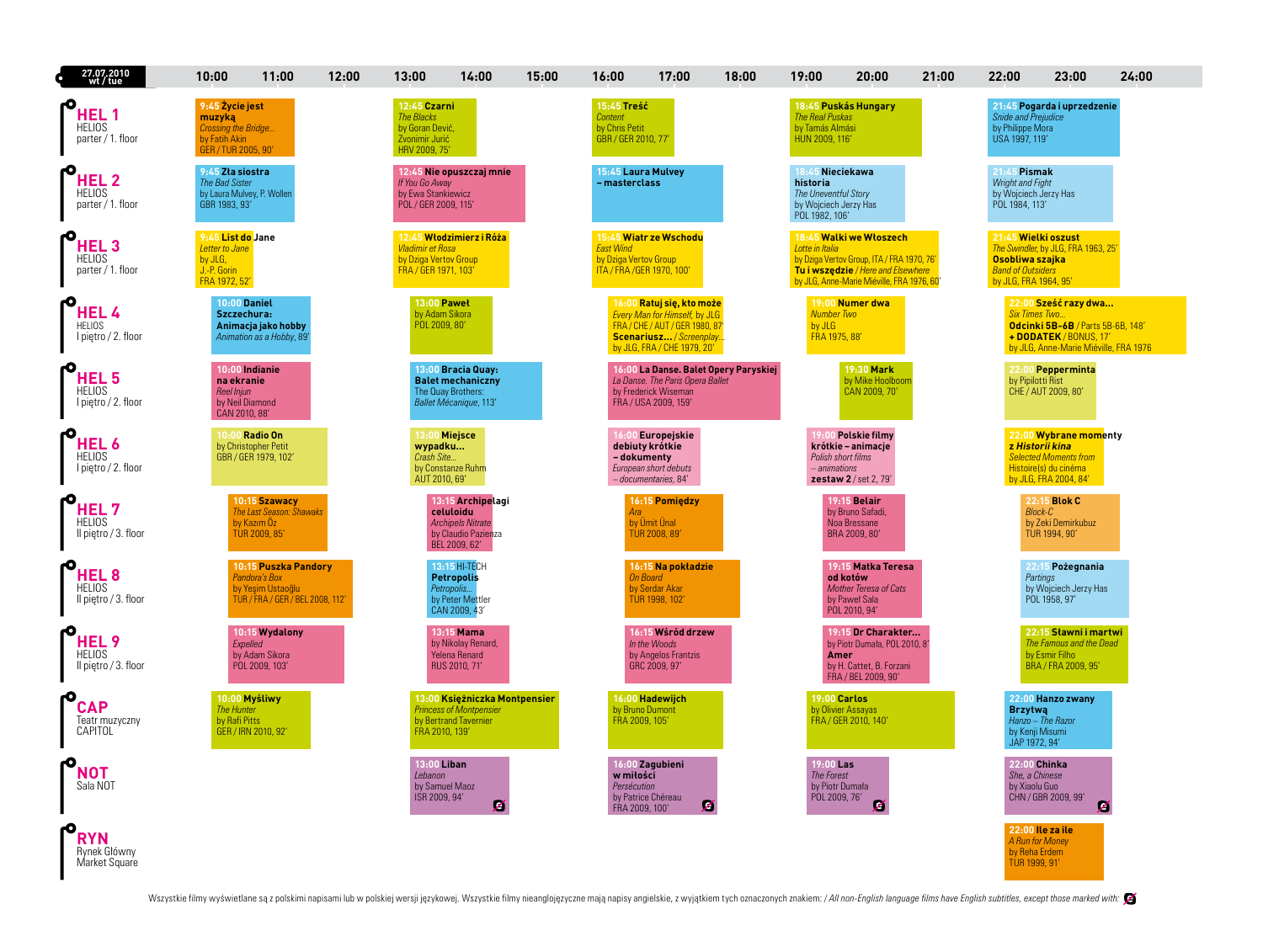# 27.07.2010 wt / tue

| Venue | Screenings |
|---|---|
| **HEL 1** HELIOS parter / 1. floor | **9:45 Życie jest muzyką** *Crossing the Bridge...* by Fatih Akin GER / TUR 2005, 90' · **12:45 Czarni** *The Blacks* by Goran Dević, Zvonimir Jurić HRV 2009, 75' · **15:45 Treść** *Content* by Chris Petit GBR / GER 2010, 77' · **18:45 Puskás Hungary** *The Real Puskas* by Tamás Almási HUN 2009, 116' · **21:45 Pogarda i uprzedzenie** *Snide and Prejudice* by Philippe Mora USA 1997, 119' |
| **HEL 2** HELIOS parter / 1. floor | **9:45 Zła siostra** *The Bad Sister* by Laura Mulvey, P. Wollen GBR 1983, 93' · **12:45 Nie opuszczaj mnie** *If You Go Away* by Ewa Stankiewicz POL / GER 2009, 115' · **15:45 Laura Mulvey – masterclass** · **18:45 Nieciekawa historia** *The Uneventful Story* by Wojciech Jerzy Has POL 1982, 106' · **21:45 Pismak** *Wright and Fight* by Wojciech Jerzy Has POL 1984, 113' |
| **HEL 3** HELIOS parter / 1. floor | **9:45 List do Jane** *Letter to Jane* by JLG, J.-P. Gorin FRA 1972, 52' · **12:45 Włodzimierz i Róża** *Vladimir et Rosa* by Dziga Vertov Group FRA / GER 1971, 103' · **15:45 Wiatr ze Wschodu** *East Wind* by Dziga Vertov Group ITA / FRA /GER 1970, 100' · **18:45 Walki we Włoszech** *Lotte in Italia* by Dziga Vertov Group, ITA / FRA 1970, 76' **Tu i wszędzie** / *Here and Elsewhere* by JLG, Anne-Marie Miéville, FRA 1976, 60' · **21:45 Wielki oszust** *The Swindler*, by JLG, FRA 1963, 25' **Osobliwa szajka** *Band of Outsiders* by JLG, FRA 1964, 95' |
| **HEL 4** HELIOS I piętro / 2. floor | **10:00 Daniel Szczechura: Animacja jako hobby** *Animation as a Hobby*, 89' · **13:00 Paweł** by Adam Sikora POL 2009, 80' · **16:00 Ratuj się, kto może** *Every Man for Himself*, by JLG FRA / CHE / AUT / GER 1980, 87' **Scenariusz...** / *Screenplay...* by JLG, FRA / CHE 1979, 20' · **19:00 Numer dwa** *Number Two* by JLG FRA 1975, 88' · **22:00 Sześć razy dwa...** *Six Times Two...* **Odcinki 5B-6B** / Parts 5B-6B, 148' **+ DODATEK** / BONUS, 17' by JLG, Anne-Marie Miéville, FRA 1976 |
| **HEL 5** HELIOS I piętro / 2. floor | **10:00 Indianie na ekranie** *Reel Injun* by Neil Diamond CAN 2010, 88' · **13:00 Bracia Quay: Balet mechaniczny** The Quay Brothers: *Ballet Mécanique*, 113' · **16:00 La Danse. Balet Opery Paryskiej** *La Danse. The Paris Opera Ballet* by Frederick Wiseman FRA / USA 2009, 159' · **19:30 Mark** by Mike Hoolboom CAN 2009, 70' · **22:00 Pepperminta** by Pipilotti Rist CHE / AUT 2009, 80' |
| **HEL 6** HELIOS I piętro / 2. floor | **10:00 Radio On** by Christopher Petit GBR / GER 1979, 102' · **13:00 Miejsce wypadku...** *Crash Site...* by Constanze Ruhm AUT 2010, 69' · **16:00 Europejskie debiuty krótkie – dokumenty** *European short debuts – documentaries*, 84' · **19:00 Polskie filmy krótkie – animacje** *Polish short films – animations* **zestaw 2** / set 2, 79' · **22:00 Wybrane momenty z *Historii kina*** *Selected Moments from* Histoire(s) du cinéma by JLG, FRA 2004, 84' |
| **HEL 7** HELIOS II piętro / 3. floor | **10:15 Szawacy** *The Last Season: Shawaks* by Kazım Öz TUR 2009, 85' · **13:15 Archipelagi celuloidu** *Archipels Nitrate* by Claudio Pazienza BEL 2009, 62' · **16:15 Pomiędzy** *Ara* by Ümit Ünal TUR 2008, 89' · **19:15 Belair** by Bruno Safadi, Noa Bressane BRA 2009, 80' · **22:15 Blok C** *Block-C* by Zeki Demirkubuz TUR 1994, 90' |
| **HEL 8** HELIOS II piętro / 3. floor | **10:15 Puszka Pandory** *Pandora's Box* by Yeşim Ustaoğlu TUR / FRA / GER / BEL 2008, 112' · **13:15 HI-TECH Petropolis** *Petropolis...* by Peter Mettler CAN 2009, 43' · **16:15 Na pokładzie** *On Board* by Serdar Akar TUR 1998, 102' · **19:15 Matka Teresa od kotów** *Mother Teresa of Cats* by Paweł Sala POL 2010, 94' · **22:15 Pożegnania** *Partings* by Wojciech Jerzy Has POL 1958, 97' |
| **HEL 9** HELIOS II piętro / 3. floor | **10:15 Wydalony** *Expelled* by Adam Sikora POL 2009, 103' · **13:15 Mama** by Nikolay Renard, Yelena Renard RUS 2010, 71' · **16:15 Wśród drzew** *In the Woods* by Angelos Frantzis GRC 2009, 97' · **19:15 Dr Charakter...** by Piotr Dumała, POL 2010, 8' **Amer** by H. Cattet, B. Forzani FRA / BEL 2009, 90' · **22:15 Sławni i martwi** *The Famous and the Dead* by Esmir Filho BRA / FRA 2009, 95' |
| **CAP** Teatr muzyczny CAPITOL | **10:00 Myśliwy** *The Hunter* by Rafi Pitts GER / IRN 2010, 92' · **13:00 Księżniczka Montpensier** *Princess of Montpensier* by Bertrand Tavernier FRA 2010, 139' · **16:00 Hadewijch** by Bruno Dumont FRA 2009, 105' · **19:00 Carlos** by Olivier Assayas FRA / GER 2010, 140' · **22:00 Hanzo zwany Brzytwą** *Hanzo – The Razor* by Kenji Misumi JAP 1972, 94' |
| **NOT** Sala NOT | **13:00 Liban** *Lebanon* by Samuel Maoz ISR 2009, 94' · **16:00 Zagubieni w miłości** *Persécution* by Patrice Chéreau FRA 2009, 100' · **19:00 Las** *The Forest* by Piotr Dumała POL 2009, 76' · **22:00 Chinka** *She, a Chinese* by Xiaolu Guo CHN / GBR 2009, 99' |
| **RYN** Rynek Główny Market Square | **22:00 Ile za ile** *A Run for Money* by Reha Erdem TUR 1999, 91' |

Wszystkie filmy wyświetlane są z polskimi napisami lub w polskiej wersji językowej. Wszystkie filmy nieanglojęzyczne mają napisy angielskie, z wyjątkiem tych oznaczonych znakiem: / *All non-English language films have English subtitles, except those marked with:*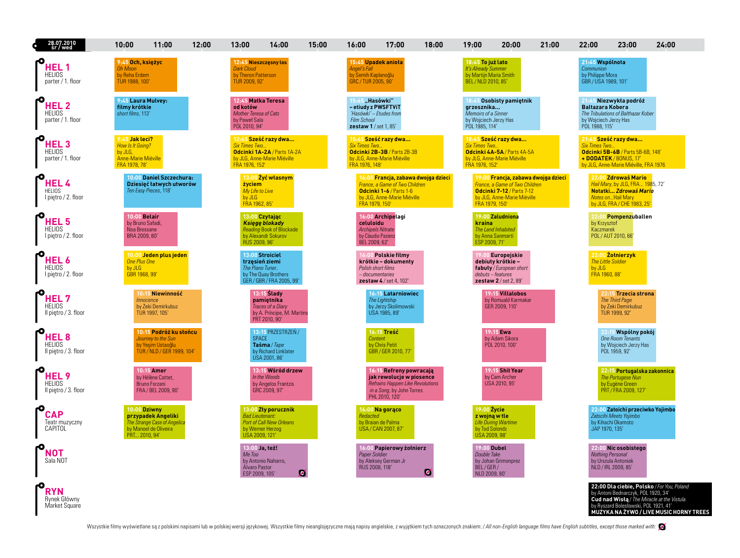# 28.07.2010 śr / wed

## HEL 1 — HELIOS, parter / 1. floor

- **9:45 Och, księżyc** / *Oh Moon* by Reha Erdem, TUR 1988, 100'
- **12:45 Nieszczęsny los** / *Dark Cloud* by Theron Patterson, TUR 2009, 92'
- **15:45 Upadek anioła** / *Angel's Fall* by Semih Kaplanoğlu, GRC / TUR 2005, 90'
- **18:45 To już lato** / *It's Already Summer* by Martijn Maria Smith, BEL / NLD 2010, 85'
- **21:45 Wspólnota** / *Communion* by Philippe Mora, GBR / USA 1989, 101'

## HEL 2 — HELIOS, parter / 1. floor

- **9:45 Laura Mulvey: filmy krótkie** / *short films*, 113'
- **12:45 Matka Teresa od kotów** / *Mother Teresa of Cats* by Paweł Sala, POL 2010, 94'
- **15:45 „Hasówki" – etiudy z PWSFTViT** / *'Hasówki' – Etudes from Film School* **zestaw 1** / set 1, 85'
- **18:45 Osobisty pamiętnik grzesznika...** / *Memoirs of a Sinner* by Wojciech Jerzy Has, POL 1985, 114'
- **21:45 Niezwykła podróż Baltazara Kobera** / *The Tribulations of Balthazar Kober* by Wojciech Jerzy Has, POL 1988, 115'

## HEL 3 — HELIOS, parter / 1. floor

- **9:45 Jak leci?** / *How Is It Going?* by JLG, Anne-Marie Miéville, FRA 1978, 78'
- **12:45 Sześć razy dwa...** / *Six Times Two...* **Odcinki 1A-2A** / Parts 1A-2A by JLG, Anne-Marie Miéville, FRA 1976, 152'
- **15:45 Sześć razy dwa...** / *Six Times Two...* **Odcinki 2B-3B** / Parts 2B-3B by JLG, Anne-Marie Miéville, FRA 1976, 148'
- **18:45 Sześć razy dwa...** / *Six Times Two...* **Odcinki 4A-5A** / Parts 4A-5A by JLG, Anne-Marie Miéville, FRA 1976, 152'
- **21:45 Sześć razy dwa...** / *Six Times Two...* **Odcinki 5B-6B** / Parts 5B-6B, 148' **+ DODATEK** / BONUS, 17' by JLG, Anne-Marie Miéville, FRA 1976

## HEL 4 — HELIOS, I piętro / 2. floor

- **10:00 Daniel Szczechura: Dziesięć łatwych utworów** / *Ten Easy Pieces*, 118'
- **13:00 Żyć własnym życiem** / *My Life to Live* by JLG, FRA 1962, 85'
- **16:00 Francja, zabawa dwojga dzieci** / *France, a Game of Two Children* **Odcinki 1-6** / Parts 1-6 by JLG, Anne-Marie Miéville, FRA 1979, 150'
- **19:00 Francja, zabawa dwojga dzieci** / *France, a Game of Two Children* **Odcinki 7-12** / Parts 7-12 by JLG, Anne-Marie Miéville, FRA 1979, 150'
- **22:00 Zdrowaś Mario** / *Hail Mary*, by JLG, FRA... 1985, 72' **Notatki... *Zdrowaś Mario*** / *Notes on...* Hail Mary by JLG, FRA / CHE 1983, 25'

## HEL 5 — HELIOS, I piętro / 2. floor

- **10:00 Belair** by Bruno Safadi, Noa Bressane, BRA 2009, 80'
- **13:00 Czytając *Księgę blokady*** / *Reading* Book of Blockade by Alexandr Sokurov, RUS 2009, 96'
- **16:00 Archipelagi celuloidu** / *Archipels Nitrate* by Claudio Pazienza, BEL 2009, 62'
- **19:00 Zaludniona kraina** / *The Land Inhabited* by Anna Sanmartí, ESP 2009, 71'
- **22:00 Pompenzuballen** by Krzysztof Kaczmarek, POL / AUT 2010, 66'

## HEL 6 — HELIOS, I piętro / 2. floor

- **10:00 Jeden plus jeden** / *One Plus One* by JLG, GBR 1968, 99'
- **13:00 Stroiciel trzęsień ziemi** / *The Piano Tuner...* by The Quay Brothers, GER / GBR / FRA 2005, 99'
- **16:00 Polskie filmy krótkie – dokumenty** / *Polish short films – documentaries* **zestaw 4** / set 4, 102'
- **19:00 Europejskie debiuty krótkie – fabuły** / *European short debuts – features* **zestaw 2** / set 2, 89'
- **22:00 Żołnierzyk** / *The Little Soldier* by JLG, FRA 1960, 88'

## HEL 7 — HELIOS, II piętro / 3. floor

- **10:15 Niewinność** / *Innocence* by Zeki Demirkubuz, TUR 1997, 105'
- **13:15 Ślady pamiętnika** / *Traces of a Diary* by A. Príncipe, M. Martins, PRT 2010, 90'
- **16:15 Latarniowiec** / *The Lightship* by Jerzy Skolimowski, USA 1985, 89'
- **19:15 Villalobos** by Romuald Karmakar, GER 2009, 110'
- **22:15 Trzecia strona** / *The Third Page* by Zeki Demirkubuz, TUR 1999, 92'

## HEL 8 — HELIOS, II piętro / 3. floor

- **10:15 Podróż ku słońcu** / *Journey to the Sun* by Yeşim Ustaoğlu, TUR / NLD / GER 1999, 104'
- **13:15 PRZESTRZEŃ / SPACE Taśma** / *Tape* by Richard Linklater, USA 2001, 86'
- **16:15 Treść** / *Content* by Chris Petit, GBR / GER 2010, 77'
- **19:15 Ewa** by Adam Sikora, POL 2010, 100'
- **22:15 Wspólny pokój** / *One Room Tenants* by Wojciech Jerzy Has, POL 1959, 92'

## HEL 9 — HELIOS, II piętro / 3. floor

- **10:15 Amer** by Hélène Cattet, Bruno Forzani, FRA / BEL 2009, 90'
- **13:15 Wśród drzew** / *In the Woods* by Angelos Frantzis, GRC 2009, 97'
- **16:15 Refreny powracają jak rewolucje w piosence** / *Refrains Happen Like Revolutions in a Song*, by John Torres, PHL 2010, 120'
- **19:15 Shit Year** by Cam Archer, USA 2010, 95'
- **22:15 Portugalska zakonnica** / *The Portugese Nun* by Eugène Green, PRT / FRA 2009, 127'

## CAP — Teatr muzyczny CAPITOL

- **10:00 Dziwny przypadek Angeliki** / *The Strange Case of Angelica* by Manoel de Oliveira, PRT... 2010, 94'
- **13:00 Zły porucznik** / *Bad Lieutenant: Port of Call New Orleans* by Werner Herzog, USA 2009, 121'
- **16:00 Na gorąco** / *Redacted* by Braian de Palma, USA / CAN 2007, 87'
- **19:00 Życie z wojną w tle** / *Life During Wartime* by Tod Solondz, USA 2009, 98'
- **22:00 Zatoichi przeciwko Yojimbo** / *Zatoichi Meets Yojimbo* by Kihachi Okamoto, JAP 1970, 135'

## NOT — Sala NOT

- **13:00 Ja, też!** / *Me Too* by Antonio Naharro, Álvaro Pastor, ESP 2009, 105'
- **16:00 Papierowy żołnierz** / *Paper Soldier* by Aleksey German Jr, RUS 2008, 118'
- **19:00 Dubel** / *Double Take* by Johan Grimonprez, BEL / GER / NLD 2009, 80'
- **22:00 Nic osobistego** / *Nothing Personal* by Urszula Antoniak, NLD / IRL 2009, 85'

## RYN — Rynek Główny / Market Square

- **22:00 Dla ciebie, Polsko** / *For You, Poland* by Antoni Bednarczyk, POL 1920, 34'
- **Cud nad Wisłą** / *The Miracle at the Vistula* by Ryszard Bolesławski, POL 1921, 41'
- **MUZYKA NA ŻYWO / LIVE MUSIC HORNY TREES**

Wszystkie filmy wyświetlane są z polskimi napisami lub w polskiej wersji językowej. Wszystkie filmy nieanglojęzyczne mają napisy angielskie, z wyjątkiem tych oznaczonych znakiem: / *All non-English language films have English subtitles, except those marked with:*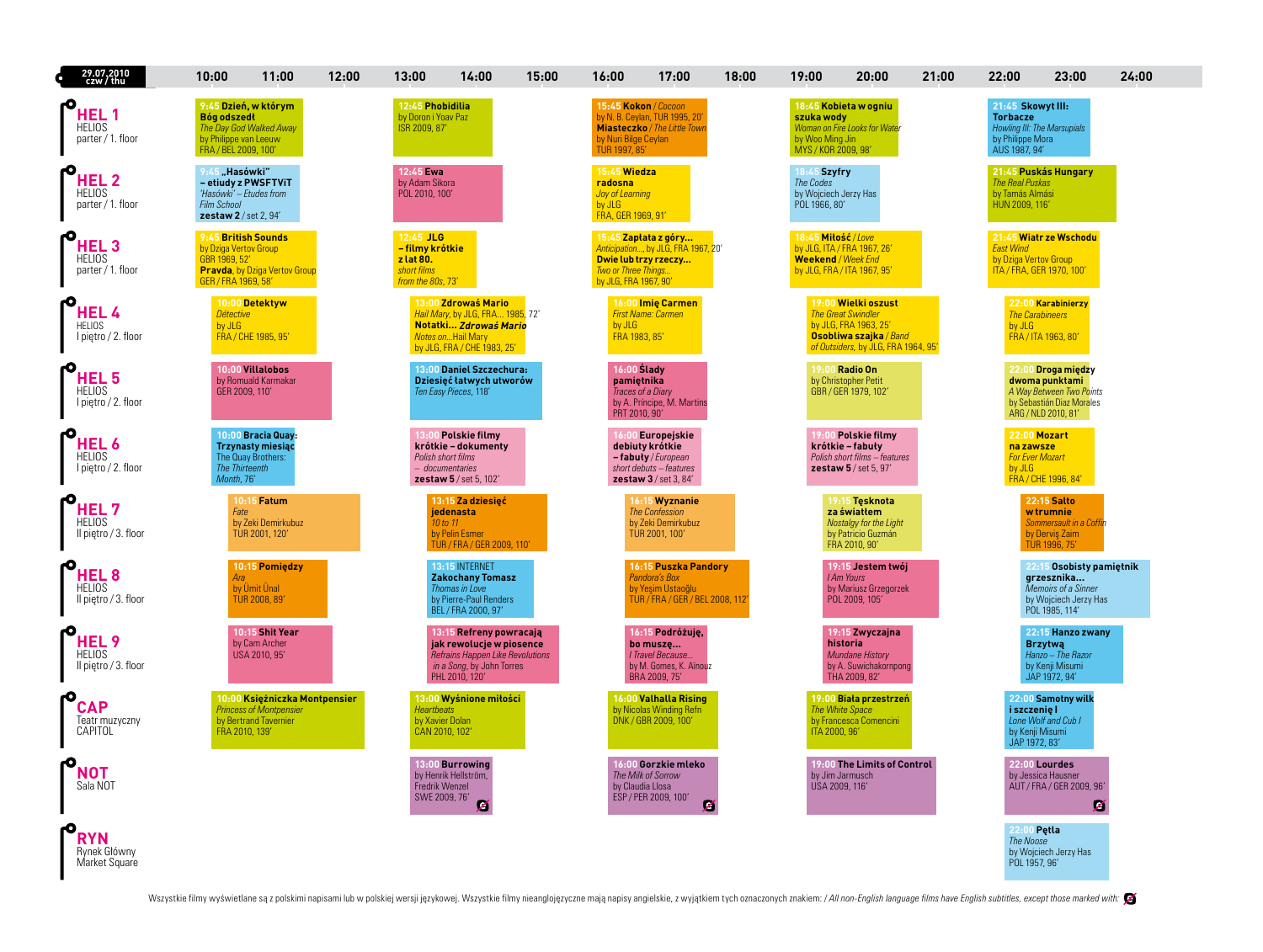# 29.07.2010 czw / thu

| Venue | Screenings |
|---|---|
| **HEL 1** HELIOS parter / 1. floor | **9:45 Dzień, w którym Bóg odszedł** *The Day God Walked Away* by Philippe van Leeuw FRA / BEL 2009, 100' · **12:45 Phobidilia** by Doron i Yoav Paz ISR 2009, 87' · **15:45 Kokon** / *Cocoon* by N. B. Ceylan, TUR 1995, 20' **Miasteczko** / *The Little Town* by Nuri Bilge Ceylan TUR 1997, 85' · **18:45 Kobieta w ogniu szuka wody** *Woman on Fire Looks for Water* by Woo Ming Jin MYS / KOR 2009, 98' · **21:45 Skowyt III: Torbacze** *Howling III: The Marsupials* by Philippe Mora AUS 1987, 94' |
| **HEL 2** HELIOS parter / 1. floor | **9:45 „Hasówki" – etiudy z PWSFTViT** *'Hasówki' – Etudes from Film School* **zestaw 2** / set 2, 94' · **12:45 Ewa** by Adam Sikora POL 2010, 100' · **15:45 Wiedza radosna** *Joy of Learning* by JLG FRA, GER 1969, 91' · **18:45 Szyfry** *The Codes* by Wojciech Jerzy Has POL 1966, 80' · **21:45 Puskás Hungary** *The Real Puskas* by Tamás Almási HUN 2009, 116' |
| **HEL 3** HELIOS parter / 1. floor | **9:45 British Sounds** by Dziga Vertov Group GBR 1969, 52' **Pravda**, by Dziga Vertov Group GER / FRA 1969, 58' · **12:45 JLG – filmy krótkie z lat 80.** *short films from the 80s*, 73' · **15:45 Zapłata z góry...** *Anticipation...*, by JLG, FRA 1967, 20' **Dwie lub trzy rzeczy...** *Two or Three Things...* by JLG, FRA 1967, 90' · **18:45 Miłość** / *Love* by JLG, ITA / FRA 1967, 26' **Weekend** / *Week End* by JLG, FRA / ITA 1967, 95' · **21:45 Wiatr ze Wschodu** *East Wind* by Dziga Vertov Group ITA / FRA, GER 1970, 100' |
| **HEL 4** HELIOS I piętro / 2. floor | **10:00 Detektyw** *Détective* by JLG FRA / CHE 1985, 95' · **13:00 Zdrowaś Mario** *Hail Mary*, by JLG, FRA... 1985, 72' **Notatki... *Zdrowaś Mario*** *Notes on...Hail Mary* by JLG, FRA / CHE 1983, 25' · **16:00 Imię Carmen** *First Name: Carmen* by JLG FRA 1983, 85' · **19:00 Wielki oszust** *The Great Swindler* by JLG, FRA 1963, 25' **Osobliwa szajka** / *Band of Outsiders*, by JLG, FRA 1964, 95' · **22:00 Karabinierzy** *The Carabineers* by JLG FRA / ITA 1963, 80' |
| **HEL 5** HELIOS I piętro / 2. floor | **10:00 Villalobos** by Romuald Karmakar GER 2009, 110' · **13:00 Daniel Szczechura: Dziesięć łatwych utworów** *Ten Easy Pieces*, 118' · **16:00 Ślady pamiętnika** *Traces of a Diary* by A. Príncipe, M. Martins PRT 2010, 90' · **19:00 Radio On** by Christopher Petit GBR / GER 1979, 102' · **22:00 Droga między dwoma punktami** *A Way Between Two Points* by Sebastián Díaz Morales ARG / NLD 2010, 81' |
| **HEL 6** HELIOS I piętro / 2. floor | **10:00 Bracia Quay: Trzynasty miesiąc** The Quay Brothers: *The Thirteenth Month*, 76' · **13:00 Polskie filmy krótkie – dokumenty** *Polish short films – documentaries* **zestaw 5** / set 5, 102' · **16:00 Europejskie debiuty krótkie – fabuły** / *European short debuts – features* **zestaw 3** / set 3, 84' · **19:00 Polskie filmy krótkie – fabuły** *Polish short films – features* **zestaw 5** / set 5, 97' · **22:00 Mozart na zawsze** *For Ever Mozart* by JLG FRA / CHE 1996, 84' |
| **HEL 7** HELIOS II piętro / 3. floor | **10:15 Fatum** *Fate* by Zeki Demirkubuz TUR 2001, 120' · **13:15 Za dziesięć jedenasta** *10 to 11* by Pelin Esmer TUR / FRA / GER 2009, 110' · **16:15 Wyznanie** *The Confession* by Zeki Demirkubuz TUR 2001, 100' · **19:15 Tęsknota za światłem** *Nostalgy for the Light* by Patricio Guzmán FRA 2010, 90' · **22:15 Salto w trumnie** *Sommersault in a Coffin* by Derviş Zaim TUR 1996, 75' |
| **HEL 8** HELIOS II piętro / 3. floor | **10:15 Pomiędzy** *Ara* by Ümit Ünal TUR 2008, 89' · **13:15 INTERNET Zakochany Tomasz** *Thomas in Love* by Pierre-Paul Renders BEL / FRA 2000, 97' · **16:15 Puszka Pandory** *Pandora's Box* by Yeşim Ustaoğlu TUR / FRA / GER / BEL 2008, 112' · **19:15 Jestem twój** *I Am Yours* by Mariusz Grzegorzek POL 2009, 105' · **22:15 Osobisty pamiętnik grzesznika...** *Memoirs of a Sinner* by Wojciech Jerzy Has POL 1985, 114' |
| **HEL 9** HELIOS II piętro / 3. floor | **10:15 Shit Year** by Cam Archer USA 2010, 95' · **13:15 Refreny powracają jak rewolucje w piosence** *Refrains Happen Like Revolutions in a Song*, by John Torres PHL 2010, 120' · **16:15 Podróżuję, bo muszę...** *I Travel Because...* by M. Gomes, K. Aïnouz BRA 2009, 75' · **19:15 Zwyczajna historia** *Mundane History* by A. Suwichakornpong THA 2009, 82' · **22:15 Hanzo zwany Brzytwą** *Hanzo – The Razor* by Kenji Misumi JAP 1972, 94' |
| **CAP** Teatr muzyczny CAPITOL | **10:00 Księżniczka Montpensier** *Princess of Montpensier* by Bertrand Tavernier FRA 2010, 139' · **13:00 Wyśnione miłości** *Heartbeats* by Xavier Dolan CAN 2010, 102' · **16:00 Valhalla Rising** by Nicolas Winding Refn DNK / GBR 2009, 100' · **19:00 Biała przestrzeń** *The White Space* by Francesca Comencini ITA 2000, 96' · **22:00 Samotny wilk i szczenię I** *Lone Wolf and Cub I* by Kenji Misumi JAP 1972, 83' |
| **NOT** Sala NOT | **13:00 Burrowing** by Henrik Hellström, Fredrik Wenzel SWE 2009, 76' (no English subtitles) · **16:00 Gorzkie mleko** *The Milk of Sorrow* by Claudia Llosa ESP / PER 2009, 100' (no English subtitles) · **19:00 The Limits of Control** by Jim Jarmusch USA 2009, 116' · **22:00 Lourdes** by Jessica Hausner AUT / FRA / GER 2009, 96' (no English subtitles) |
| **RYN** Rynek Główny Market Square | **22:00 Pętla** *The Noose* by Wojciech Jerzy Has POL 1957, 96' |

Wszystkie filmy wyświetlane są z polskimi napisami lub w polskiej wersji językowej. Wszystkie filmy nieanglojęzyczne mają napisy angielskie, z wyjątkiem tych oznaczonych znakiem: / *All non-English language films have English subtitles, except those marked with:*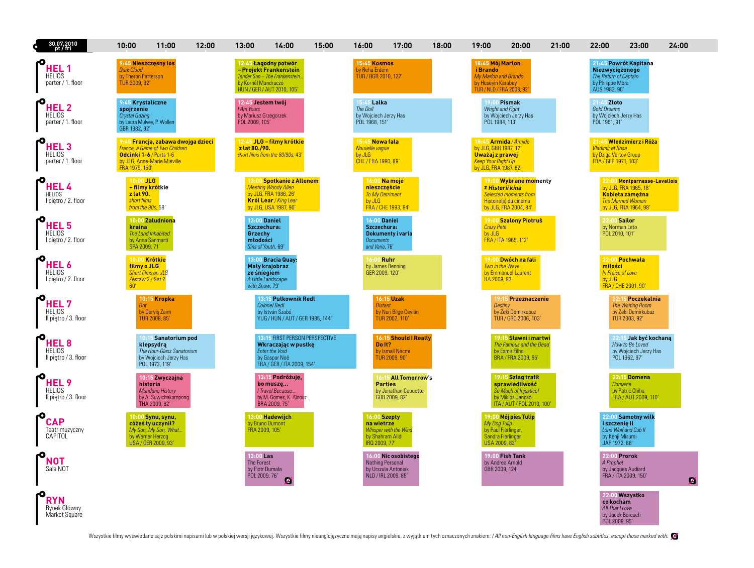**30.07.2010 pt / fri**

| Venue | Screenings |
|---|---|
| **HEL 1** HELIOS parter / 1. floor | **9:45 Nieszczęsny los** *Dark Cloud* by Theron Patterson TUR 2009, 92' · **12:45 Łagodny potwór – Projekt Frankenstein** *Tender Son – The Frankenstein...* by Kornél Mundruczó HUN / GER / AUT 2010, 105' · **15:45 Kosmos** by Reha Erdem TUR / BGR 2010, 122' · **18:45 Mój Marlon i Brando** *My Marlon and Brando* by Hüseyin Karabey TUR / NLD / FRA 2008, 92' · **21:45 Powrót Kapitana Niezwyciężonego** *The Return of Captain...* by Philippe Mora AUS 1983, 90' |
| **HEL 2** HELIOS parter / 1. floor | **9:45 Krystaliczne spojrzenie** *Crystal Gazing* by Laura Mulvey, P. Wollen GBR 1982, 92' · **12:45 Jestem twój** *I Am Yours* by Mariusz Grzegorzek POL 2009, 105' · **15:45 Lalka** *The Doll* by Wojciech Jerzy Has POL 1968, 151' · **19:00 Pismak** *Wright and Fight* by Wojciech Jerzy Has POL 1984, 113' · **21:45 Złoto** *Gold Dreams* by Wojciech Jerzy Has POL 1961, 91' |
| **HEL 3** HELIOS parter / 1. floor | **9:45 Francja, zabawa dwojga dzieci** *France, a Game of Two Children* **Odcinki 1-6** / Parts 1-6 by JLG, Anne-Marie Miéville FRA 1979, 150' · **12:45 JLG – filmy krótkie z lat 80./90.** *short films from the 80/90s*, 43' · **15:45 Nowa fala** *Nouvelle vague* by JLG CHE / FRA 1990, 89' · **18:45 Armida** / *Armide* by JLG, GBR 1987, 12' **Uważaj z prawej** *Keep Your Right Up* by JLG, FRA 1987, 82' · **21:45 Włodzimierz i Róża** *Vladimir et Rosa* by Dziga Vertov Group FRA / GER 1971, 103' |
| **HEL 4** HELIOS I piętro / 2. floor | **10:00 JLG – filmy krótkie z lat 90.** *short films from the 90s*, 58' · **13:00 Spotkanie z Allenem** *Meeting Woody Allen* by JLG, FRA 1986, 26' **Król Lear** / *King Lear* by JLG, USA 1987, 90' · **16:00 Na moje nieszczęście** *To My Detriment* by JLG FRA / CHE 1993, 84' · **19:00 Wybrane momenty z Historii kina** *Selected moments from Histoire(s) du cinéma* by JLG, FRA 2004, 84' · **22:00 Montparnasse-Levallois** by JLG, FRA 1965, 18' **Kobieta zamężna** *The Married Woman* by JLG, FRA 1964, 98' |
| **HEL 5** HELIOS I piętro / 2. floor | **10:00 Zaludniona kraina** *The Land Inhabited* by Anna Sanmartí SPA 2009, 71' · **13:00 Daniel Szczechura: Grzechy młodości** *Sins of Youth*, 69' · **16:00 Daniel Szczechura: Dokumenty i varia** *Documents and Varia*, 76' · **19:00 Szalony Piotruś** *Crazy Pete* by JLG FRA / ITA 1965, 112' · **22:00 Sailor** by Norman Leto POL 2010, 101' |
| **HEL 6** HELIOS I piętro / 2. floor | **10:00 Krótkie filmy o JLG** *Short films on JLG* Zestaw 2 / Set 2 60' · **13:00 Bracia Quay: Mały krajobraz ze śniegiem** *A Little Landscape with Snow*, 79' · **16:00 Ruhr** by James Benning GER 2009, 120' · **19:00 Dwóch na fali** *Two in the Wave* by Emmanuel Laurent FRA 2009, 93' · **22:00 Pochwała miłości** *In Praise of Love* by JLG FRA / CHE 2001, 90' |
| **HEL 7** HELIOS II piętro / 3. floor | **10:15 Kropka** *Dot* by Derviş Zaim TUR 2008, 85' · **13:15 Pułkownik Redl** *Colonel Redl* by István Szabó YUG / HUN / AUT / GER 1985, 144' · **16:15 Uzak** *Distant* by Nuri Bilge Ceylan TUR 2002, 110' · **19:15 Przeznaczenie** *Destiny* by Zeki Demirkubuz TUR / GRC 2006, 103' · **22:15 Poczekalnia** *The Waiting Room* by Zeki Demirkubuz TUR 2003, 92' |
| **HEL 8** HELIOS II piętro / 3. floor | **10:15 Sanatorium pod klepsydrą** *The Hour-Glass Sanatorium* by Wojciech Jerzy Has POL 1973, 119' · **13:15 FIRST PERSON PERSPECTIVE Wkraczając w pustkę** *Enter the Void* by Gaspar Noé FRA / GER / ITA 2009, 154' · **16:15 Should I Really Do It?** by Ismail Necmi TUR 2009, 90' · **19:15 Sławni i martwi** *The Famous and the Dead* by Esmir Filho BRA / FRA 2009, 95' · **22:15 Jak być kochaną** *How to Be Loved* by Wojciech Jerzy Has POL 1962, 97' |
| **HEL 9** HELIOS II piętro / 3. floor | **10:15 Zwyczajna historia** *Mundane History* by A. Suwichakornpong THA 2009, 82' · **13:15 Podróżuję, bo muszę...** *I Travel Because...* by M. Gomes, K. Aïnouz BRA 2009, 75' · **16:15 All Tomorrow's Parties** by Jonathan Caouette GBR 2009, 82' · **19:15 Szlag trafił sprawiedliwość** *So Much of Injustice!* by Miklós Jancsó ITA / AUT / POL 2010, 100' · **22:15 Domena** *Domaine* by Patric Chiha FRA / AUT 2009, 110' |
| **CAP** Teatr muzyczny CAPITOL | **10:00 Synu, synu, cóżeś ty uczynił?** *My Son, My Son, What...* by Werner Herzog USA / GER 2009, 93' · **13:00 Hadewijch** by Bruno Dumont FRA 2009, 105' · **16:00 Szepty na wietrze** *Whisper with the Wind* by Shahram Alidi IRQ 2009, 77' · **19:00 Mój pies Tulip** *My Dog Tulip* by Paul Fierlinger, Sandra Fierlinger USA 2009, 83' · **22:00 Samotny wilk i szczenię II** *Lone Wolf and Cub II* by Kenji Misumi JAP 1972, 88' |
| **NOT** Sala NOT | **13:00 Las** The Forest by Piotr Dumała POL 2009, 76' (no English subtitles) · **16:00 Nic osobistego** Nothing Personal by Urszula Antoniak NLD / IRL 2009, 85' · **19:00 Fish Tank** by Andrea Arnold GBR 2009, 124' · **22:00 Prorok** *A Prophet* by Jacques Audiard FRA / ITA 2009, 150' (no English subtitles) |
| **RYN** Rynek Główny Market Square | **22:00 Wszystko co kocham** *All That I Love* by Jacek Borcuch POL 2009, 95' |

Wszystkie filmy wyświetlane są z polskimi napisami lub w polskiej wersji językowej. Wszystkie filmy nieanglojęzyczne mają napisy angielskie, z wyjątkiem tych oznaczonych znakiem: / *All non-English language films have English subtitles, except those marked with:*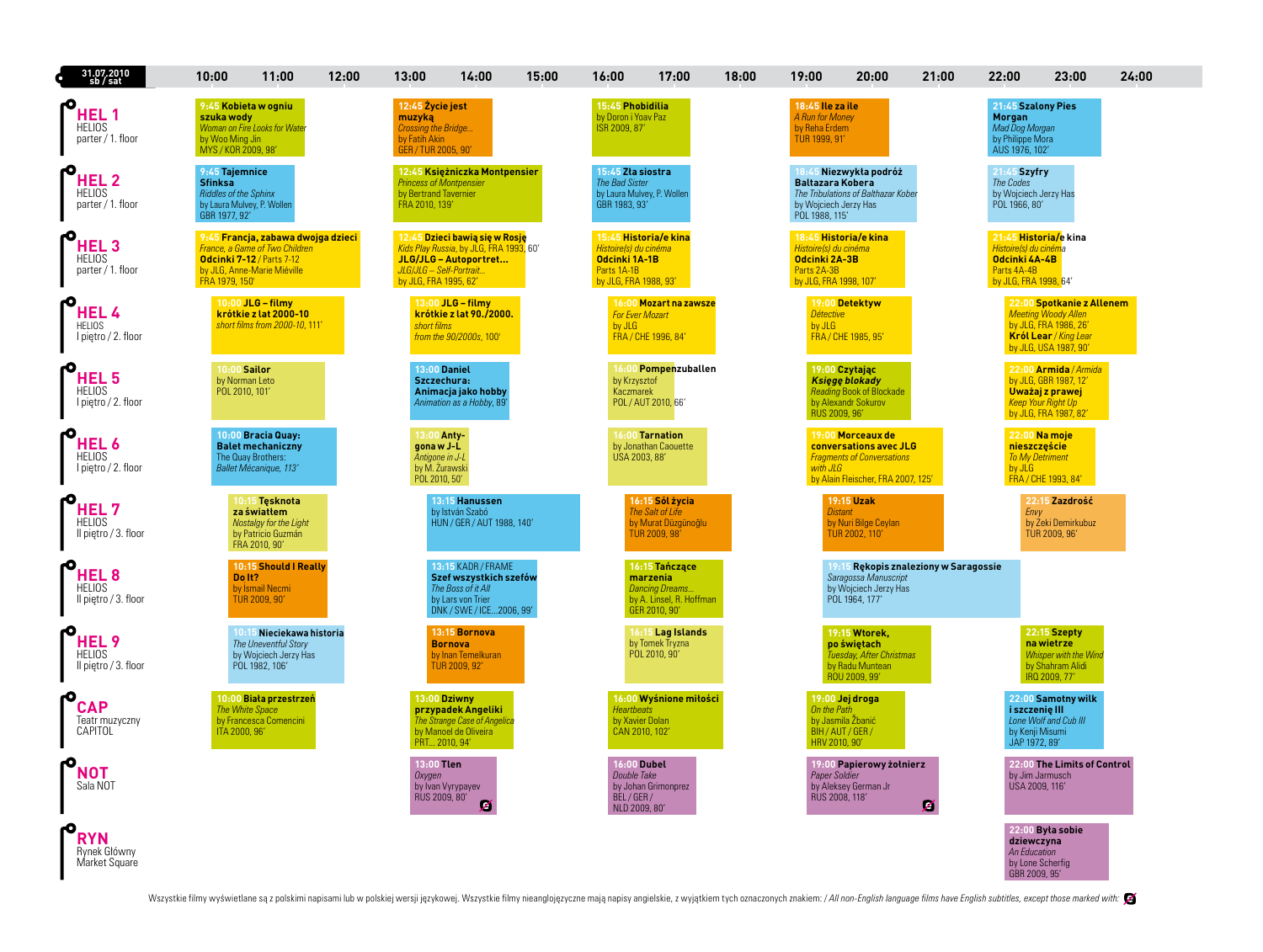# 31.07.2010 sb / sat

## HEL 1 — HELIOS parter / 1. floor

- **9:45 Kobieta w ogniu szuka wody** — *Woman on Fire Looks for Water* — by Woo Ming Jin — MYS / KOR 2009, 98'
- **12:45 Życie jest muzyką** — *Crossing the Bridge...* — by Fatih Akin — GER / TUR 2005, 90'
- **15:45 Phobidilia** — by Doron i Yoav Paz — ISR 2009, 87'
- **18:45 Ile za ile** — *A Run for Money* — by Reha Erdem — TUR 1999, 91'
- **21:45 Szalony Pies Morgan** — *Mad Dog Morgan* — by Philippe Mora — AUS 1976, 102'

## HEL 2 — HELIOS parter / 1. floor

- **9:45 Tajemnice Sfinksa** — *Riddles of the Sphinx* — by Laura Mulvey, P. Wollen — GBR 1977, 92'
- **12:45 Księżniczka Montpensier** — *Princess of Montpensier* — by Bertrand Tavernier — FRA 2010, 139'
- **15:45 Zła siostra** — *The Bad Sister* — by Laura Mulvey, P. Wollen — GBR 1983, 93'
- **18:45 Niezwykła podróż Baltazara Kobera** — *The Tribulations of Balthazar Kober* — by Wojciech Jerzy Has — POL 1988, 115'
- **21:45 Szyfry** — *The Codes* — by Wojciech Jerzy Has — POL 1966, 80'

## HEL 3 — HELIOS parter / 1. floor

- **9:45 Francja, zabawa dwojga dzieci** — *France, a Game of Two Children* — **Odcinki 7-12** / Parts 7-12 — by JLG, Anne-Marie Miéville — FRA 1979, 150'
- **12:45 Dzieci bawią się w Rosję** — *Kids Play Russia*, by JLG, FRA 1993, 60' — **JLG/JLG – Autoportret...** — *JLG/JLG – Self-Portrait...* — by JLG, FRA 1995, 62'
- **15:45 Historia/e kina** — *Histoire(s) du cinéma* — **Odcinki 1A-1B** — Parts 1A-1B — by JLG, FRA 1988, 93'
- **18:45 Historia/e kina** — *Histoire(s) du cinéma* — **Odcinki 2A-3B** — Parts 2A-3B — by JLG, FRA 1998, 107'
- **21:45 Historia/e kina** — *Histoire(s) du cinéma* — **Odcinki 4A-4B** — Parts 4A-4B — by JLG, FRA 1998, 64'

## HEL 4 — HELIOS I piętro / 2. floor

- **10:00 JLG – filmy krótkie z lat 2000-10** — *short films from 2000-10*, 111'
- **13:00 JLG – filmy krótkie z lat 90./2000.** — *short films from the 90/2000s*, 100'
- **16:00 Mozart na zawsze** — *For Ever Mozart* — by JLG — FRA / CHE 1996, 84'
- **19:00 Detektyw** — *Détective* — by JLG — FRA / CHE 1985, 95'
- **22:00 Spotkanie z Allenem** — *Meeting Woody Allen* — by JLG, FRA 1986, 26' — **Król Lear** / *King Lear* — by JLG, USA 1987, 90'

## HEL 5 — HELIOS I piętro / 2. floor

- **10:00 Sailor** — by Norman Leto — POL 2010, 101'
- **13:00 Daniel Szczechura: Animacja jako hobby** — *Animation as a Hobby*, 89'
- **16:00 Pompenzuballen** — by Krzysztof Kaczmarek — POL / AUT 2010, 66'
- **19:00 Czytając *Księgę blokady*** — *Reading Book of Blockade* — by Alexandr Sokurov — RUS 2009, 96'
- **22:00 Armida** / *Armida* — by JLG, GBR 1987, 12' — **Uważaj z prawej** — *Keep Your Right Up* — by JLG, FRA 1987, 82'

## HEL 6 — HELIOS I piętro / 2. floor

- **10:00 Bracia Quay: Balet mechaniczny** — The Quay Brothers: *Ballet Mécanique*, 113'
- **13:00 Antygona w J-L** — *Antigone in J-L* — by M. Żurawski — POL 2010, 50'
- **16:00 Tarnation** — by Jonathan Caouette — USA 2003, 88'
- **19:00 Morceaux de conversations avec JLG** — *Fragments of Conversations with JLG* — by Alain Fleischer, FRA 2007, 125'
- **22:00 Na moje nieszczęście** — *To My Detriment* — by JLG — FRA / CHE 1993, 84'

## HEL 7 — HELIOS II piętro / 3. floor

- **10:15 Tęsknota za światłem** — *Nostalgy for the Light* — by Patricio Guzmán — FRA 2010, 90'
- **13:15 Hanussen** — by István Szabó — HUN / GER / AUT 1988, 140'
- **16:15 Sól życia** — *The Salt of Life* — by Murat Düzgünoğlu — TUR 2009, 98'
- **19:15 Uzak** — *Distant* — by Nuri Bilge Ceylan — TUR 2002, 110'
- **22:15 Zazdrość** — *Envy* — by Zeki Demirkubuz — TUR 2009, 96'

## HEL 8 — HELIOS II piętro / 3. floor

- **10:15 Should I Really Do It?** — by Ismail Necmi — TUR 2009, 90'
- **13:15 KADR / FRAME Szef wszystkich szefów** — *The Boss of it All* — by Lars von Trier — DNK / SWE / ICE...2006, 99'
- **16:15 Tańczące marzenia** — *Dancing Dreams...* — by A. Linsel, R. Hoffman — GER 2010, 90'
- **19:15 Rękopis znaleziony w Saragossie** — *Saragossa Manuscript* — by Wojciech Jerzy Has — POL 1964, 177'

## HEL 9 — HELIOS II piętro / 3. floor

- **10:15 Nieciekawa historia** — *The Uneventful Story* — by Wojciech Jerzy Has — POL 1982, 106'
- **13:15 Bornova Bornova** — by Inan Temelkuran — TUR 2009, 92'
- **16:15 Lag Islands** — by Tomek Tryzna — POL 2010, 90'
- **19:15 Wtorek, po świętach** — *Tuesday, After Christmas* — by Radu Muntean — ROU 2009, 99'
- **22:15 Szepty na wietrze** — *Whisper with the Wind* — by Shahram Alidi — IRQ 2009, 77'

## CAP — Teatr muzyczny CAPITOL

- **10:00 Biała przestrzeń** — *The White Space* — by Francesca Comencini — ITA 2000, 96'
- **13:00 Dziwny przypadek Angeliki** — *The Strange Case of Angelica* — by Manoel de Oliveira — PRT... 2010, 94'
- **16:00 Wyśnione miłości** — *Heartbeats* — by Xavier Dolan — CAN 2010, 102'
- **19:00 Jej droga** — *On the Path* — by Jasmila Žbanić — BIH / AUT / GER / HRV 2010, 90'
- **22:00 Samotny wilk i szczenię III** — *Lone Wolf and Cub III* — by Kenji Misumi — JAP 1972, 89'

## NOT — Sala NOT

- **13:00 Tlen** — *Oxygen* — by Ivan Vyrypayev — RUS 2009, 80' (no English subtitles)
- **16:00 Dubel** — *Double Take* — by Johan Grimonprez — BEL / GER / NLD 2009, 80'
- **19:00 Papierowy żołnierz** — *Paper Soldier* — by Aleksey German Jr — RUS 2008, 118' (no English subtitles)
- **22:00 The Limits of Control** — by Jim Jarmusch — USA 2009, 116'

## RYN — Rynek Główny Market Square

- **22:00 Była sobie dziewczyna** — *An Education* — by Lone Scherfig — GBR 2009, 95'

Wszystkie filmy wyświetlane są z polskimi napisami lub w polskiej wersji językowej. Wszystkie filmy nieanglojęzyczne mają napisy angielskie, z wyjątkiem tych oznaczonych znakiem: / *All non-English language films have English subtitles, except those marked with:* [symbol]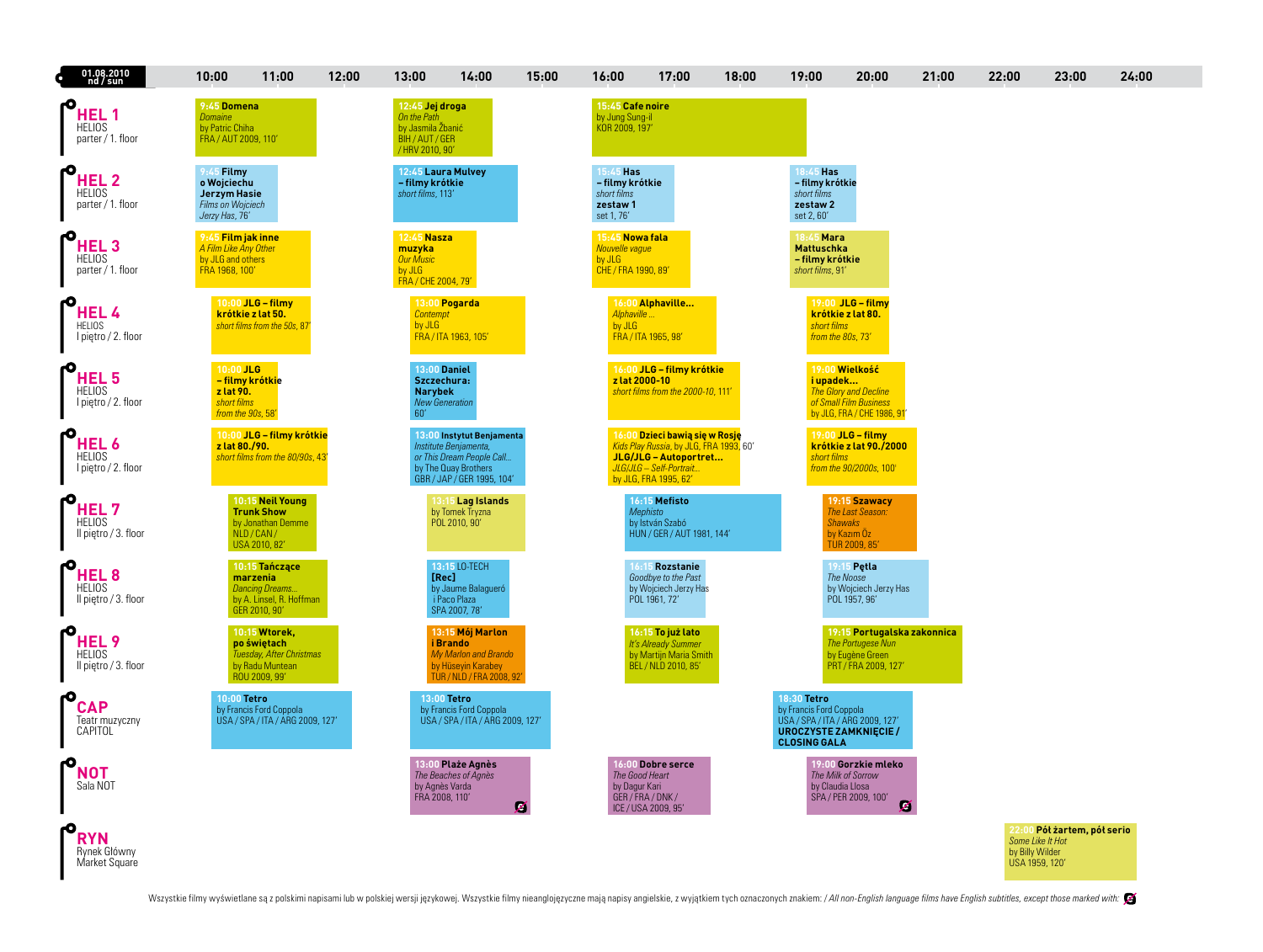**01.08.2010 nd / sun**

10:00 | 11:00 | 12:00 | 13:00 | 14:00 | 15:00 | 16:00 | 17:00 | 18:00 | 19:00 | 20:00 | 21:00 | 22:00 | 23:00 | 24:00

## HEL 1
HELIOS parter / 1. floor

- **9:45 Domena** — *Domaine* by Patric Chiha, FRA / AUT 2009, 110'
- **12:45 Jej droga** — *On the Path* by Jasmila Žbanić, BIH / AUT / GER / HRV 2010, 90'
- **15:45 Cafe noire** — by Jung Sung-il, KOR 2009, 197'

## HEL 2
HELIOS parter / 1. floor

- **9:45 Filmy o Wojciechu Jerzym Hasie** — *Films on Wojciech Jerzy Has*, 76'
- **12:45 Laura Mulvey – filmy krótkie** — *short films*, 113'
- **15:45 Has – filmy krótkie** — *short films* zestaw 1 / set 1, 76'
- **18:45 Has – filmy krótkie** — *short films* zestaw 2 / set 2, 60'

## HEL 3
HELIOS parter / 1. floor

- **9:45 Film jak inne** — *A Film Like Any Other* by JLG and others, FRA 1968, 100'
- **12:45 Nasza muzyka** — *Our Music* by JLG, FRA / CHE 2004, 79'
- **15:45 Nowa fala** — *Nouvelle vague* by JLG, CHE / FRA 1990, 89'
- **18:45 Mara Mattuschka – filmy krótkie** — *short films*, 91'

## HEL 4
HELIOS I piętro / 2. floor

- **10:00 JLG – filmy krótkie z lat 50.** — *short films from the 50s*, 87'
- **13:00 Pogarda** — *Contempt* by JLG, FRA / ITA 1963, 105'
- **16:00 Alphaville...** — *Alphaville ...* by JLG, FRA / ITA 1965, 98'
- **19:00 JLG – filmy krótkie z lat 80.** — *short films from the 80s*, 73'

## HEL 5
HELIOS I piętro / 2. floor

- **10:00 JLG – filmy krótkie z lat 90.** — *short films from the 90s*, 58'
- **13:00 Daniel Szczechura: Narybek** — *New Generation*, 60'
- **16:00 JLG – filmy krótkie z lat 2000-10** — *short films from the 2000-10*, 111'
- **19:00 Wielkość i upadek...** — *The Glory and Decline of Small Film Business* by JLG, FRA / CHE 1986, 91'

## HEL 6
HELIOS I piętro / 2. floor

- **10:00 JLG – filmy krótkie z lat 80./90.** — *short films from the 80/90s*, 43'
- **13:00 Instytut Benjamenta** — *Institute Benjamenta, or This Dream People Call...* by The Quay Brothers, GBR / JAP / GER 1995, 104'
- **16:00 Dzieci bawią się w Rosję** — *Kids Play Russia*, by JLG, FRA 1993, 60'; **JLG/JLG – Autoportret...** — *JLG/JLG – Self-Portrait...* by JLG, FRA 1995, 62'
- **19:00 JLG – filmy krótkie z lat 90./2000** — *short films from the 90/2000s*, 100'

## HEL 7
HELIOS II piętro / 3. floor

- **10:15 Neil Young Trunk Show** — by Jonathan Demme, NLD / CAN / USA 2010, 82'
- **13:15 Lag Islands** — by Tomek Tryzna, POL 2010, 90'
- **16:15 Mefisto** — *Mephisto* by István Szabó, HUN / GER / AUT 1981, 144'
- **19:15 Szawacy** — *The Last Season: Shawaks* by Kazım Öz, TUR 2009, 85'

## HEL 8
HELIOS II piętro / 3. floor

- **10:15 Tańczące marzenia** — *Dancing Dreams...* by A. Linsel, R. Hoffman, GER 2010, 90'
- **13:15 LO-TECH [Rec]** — by Jaume Balagueró i Paco Plaza, SPA 2007, 78'
- **16:15 Rozstanie** — *Goodbye to the Past* by Wojciech Jerzy Has, POL 1961, 72'
- **19:15 Pętla** — *The Noose* by Wojciech Jerzy Has, POL 1957, 96'

## HEL 9
HELIOS II piętro / 3. floor

- **10:15 Wtorek, po świętach** — *Tuesday, After Christmas* by Radu Muntean, ROU 2009, 99'
- **13:15 Mój Marlon i Brando** — *My Marlon and Brando* by Hüseyin Karabey, TUR / NLD / FRA 2008, 92'
- **16:15 To już lato** — *It's Already Summer* by Martijn Maria Smith, BEL / NLD 2010, 85'
- **19:15 Portugalska zakonnica** — *The Portugese Nun* by Eugène Green, PRT / FRA 2009, 127'

## CAP
Teatr muzyczny CAPITOL

- **10:00 Tetro** — by Francis Ford Coppola, USA / SPA / ITA / ARG 2009, 127'
- **13:00 Tetro** — by Francis Ford Coppola, USA / SPA / ITA / ARG 2009, 127'
- **18:30 Tetro** — by Francis Ford Coppola, USA / SPA / ITA / ARG 2009, 127' — **UROCZYSTE ZAMKNIĘCIE / CLOSING GALA**

## NOT
Sala NOT

- **13:00 Plaże Agnès** — *The Beaches of Agnès* by Agnès Varda, FRA 2008, 110' (no English subtitles)
- **16:00 Dobre serce** — *The Good Heart* by Dagur Kari, GER / FRA / DNK / ICE / USA 2009, 95'
- **19:00 Gorzkie mleko** — *The Milk of Sorrow* by Claudia Llosa, SPA / PER 2009, 100' (no English subtitles)

## RYN
Rynek Główny Market Square

- **22:00 Pół żartem, pół serio** — *Some Like It Hot* by Billy Wilder, USA 1959, 120'

Wszystkie filmy wyświetlane są z polskimi napisami lub w polskiej wersji językowej. Wszystkie filmy nieanglojęzyczne mają napisy angielskie, z wyjątkiem tych oznaczonych znakiem: / *All non-English language films have English subtitles, except those marked with:*